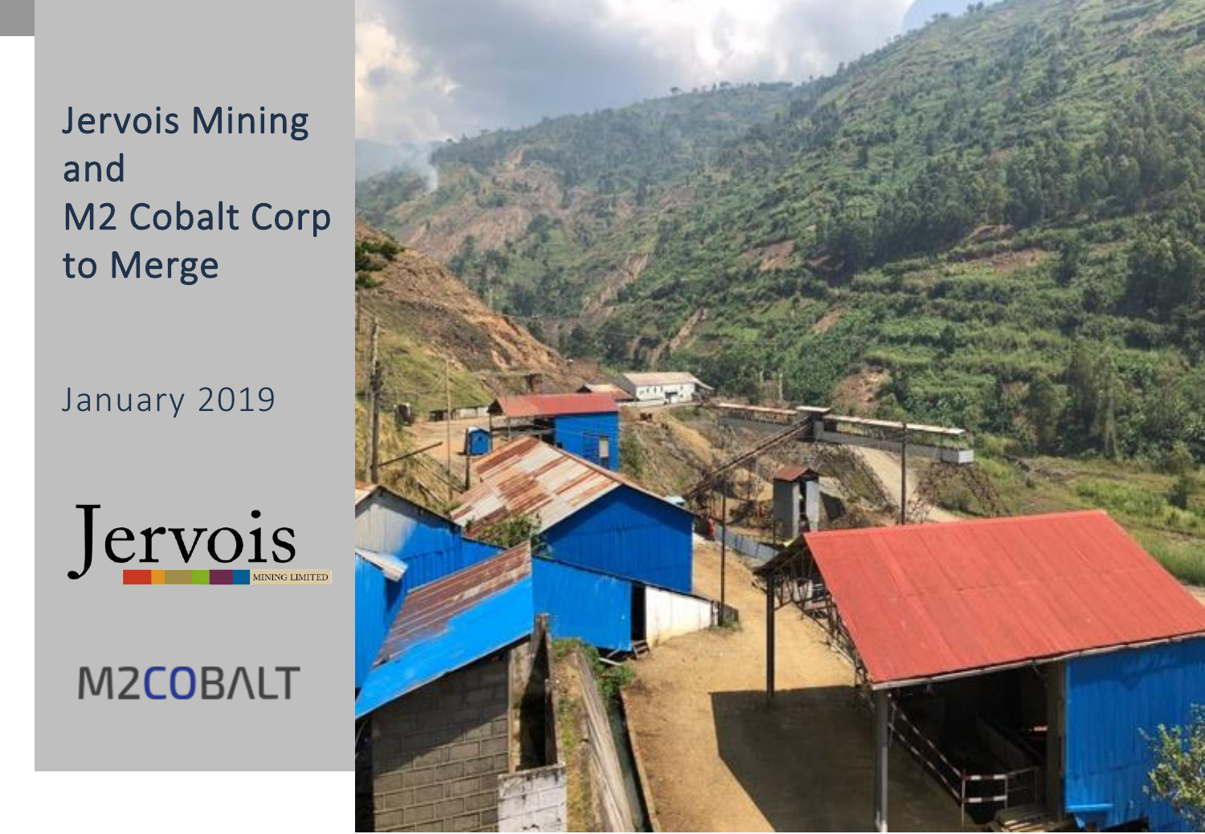# Jervois Mining and M2 Cobalt Corp to Merge

January 2019

Jervois MINING LIMITED

M2COBALT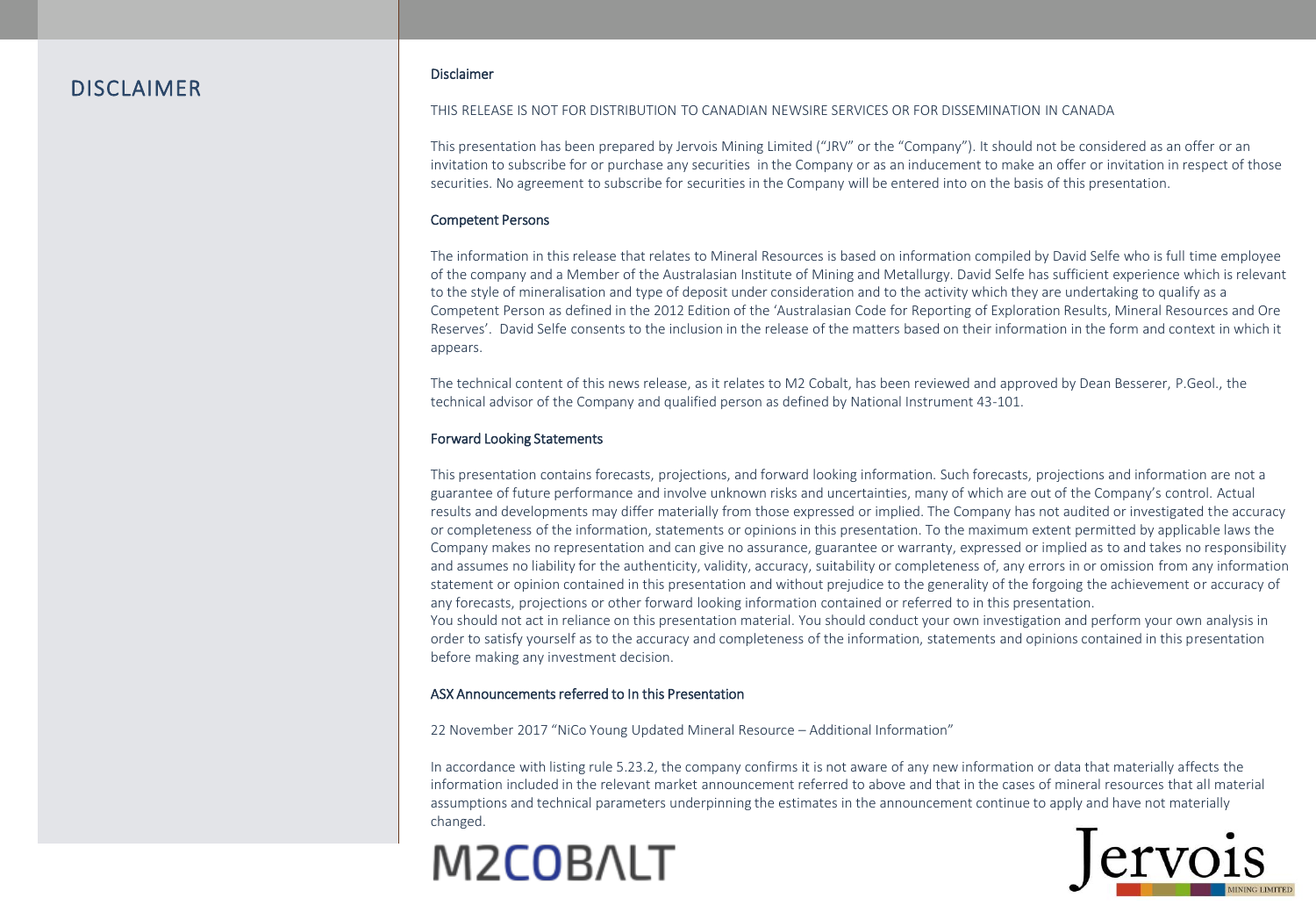# DISCLAIMER

## Disclaimer

THIS RELEASE IS NOT FOR DISTRIBUTION TO CANADIAN NEWSIRE SERVICES OR FOR DISSEMINATION IN CANADA

This presentation has been prepared by Jervois Mining Limited ("JRV" or the "Company"). It should not be considered as an offer or an invitation to subscribe for or purchase any securities in the Company or as an inducement to make an offer or invitation in respect of those securities. No agreement to subscribe for securities in the Company will be entered into on the basis of this presentation.

## Competent Persons

The information in this release that relates to Mineral Resources is based on information compiled by David Selfe who is full time employee of the company and a Member of the Australasian Institute of Mining and Metallurgy. David Selfe has sufficient experience which is relevant to the style of mineralisation and type of deposit under consideration and to the activity which they are undertaking to qualify as a Competent Person as defined in the 2012 Edition of the 'Australasian Code for Reporting of Exploration Results, Mineral Resources and Ore Reserves'. David Selfe consents to the inclusion in the release of the matters based on their information in the form and context in which it appears.

The technical content of this news release, as it relates to M2 Cobalt, has been reviewed and approved by Dean Besserer, P.Geol., the technical advisor of the Company and qualified person as defined by National Instrument 43-101.

## Forward Looking Statements

This presentation contains forecasts, projections, and forward looking information. Such forecasts, projections and information are not a guarantee of future performance and involve unknown risks and uncertainties, many of which are out of the Company's control. Actual results and developments may differ materially from those expressed or implied. The Company has not audited or investigated the accuracy or completeness of the information, statements or opinions in this presentation. To the maximum extent permitted by applicable laws the Company makes no representation and can give no assurance, guarantee or warranty, expressed or implied as to and takes no responsibility and assumes no liability for the authenticity, validity, accuracy, suitability or completeness of, any errors in or omission from any information statement or opinion contained in this presentation and without prejudice to the generality of the forgoing the achievement or accuracy of any forecasts, projections or other forward looking information contained or referred to in this presentation.
You should not act in reliance on this presentation material. You should conduct your own investigation and perform your own analysis in order to satisfy yourself as to the accuracy and completeness of the information, statements and opinions contained in this presentation before making any investment decision.

## ASX Announcements referred to In this Presentation

22 November 2017 "NiCo Young Updated Mineral Resource – Additional Information"

In accordance with listing rule 5.23.2, the company confirms it is not aware of any new information or data that materially affects the information included in the relevant market announcement referred to above and that in the cases of mineral resources that all material assumptions and technical parameters underpinning the estimates in the announcement continue to apply and have not materially changed.

M2COBALT

Jervois MINING LIMITED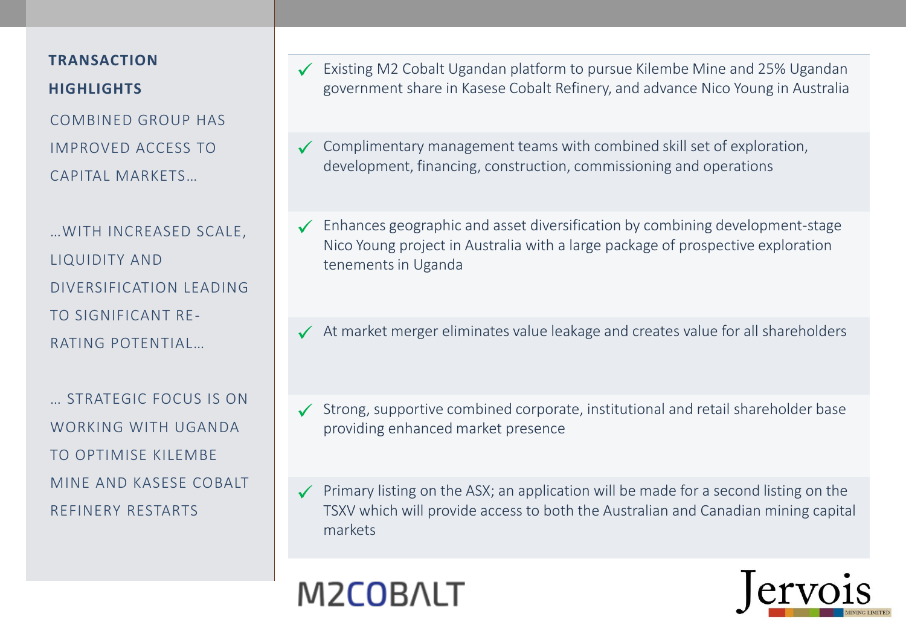## TRANSACTION HIGHLIGHTS

COMBINED GROUP HAS IMPROVED ACCESS TO CAPITAL MARKETS…

…WITH INCREASED SCALE, LIQUIDITY AND DIVERSIFICATION LEADING TO SIGNIFICANT RE-RATING POTENTIAL…

… STRATEGIC FOCUS IS ON WORKING WITH UGANDA TO OPTIMISE KILEMBE MINE AND KASESE COBALT REFINERY RESTARTS

- ✓ Existing M2 Cobalt Ugandan platform to pursue Kilembe Mine and 25% Ugandan government share in Kasese Cobalt Refinery, and advance Nico Young in Australia
- ✓ Complimentary management teams with combined skill set of exploration, development, financing, construction, commissioning and operations
- ✓ Enhances geographic and asset diversification by combining development-stage Nico Young project in Australia with a large package of prospective exploration tenements in Uganda
- ✓ At market merger eliminates value leakage and creates value for all shareholders
- ✓ Strong, supportive combined corporate, institutional and retail shareholder base providing enhanced market presence
- ✓ Primary listing on the ASX; an application will be made for a second listing on the TSXV which will provide access to both the Australian and Canadian mining capital markets

M2COBALT

Jervois MINING LIMITED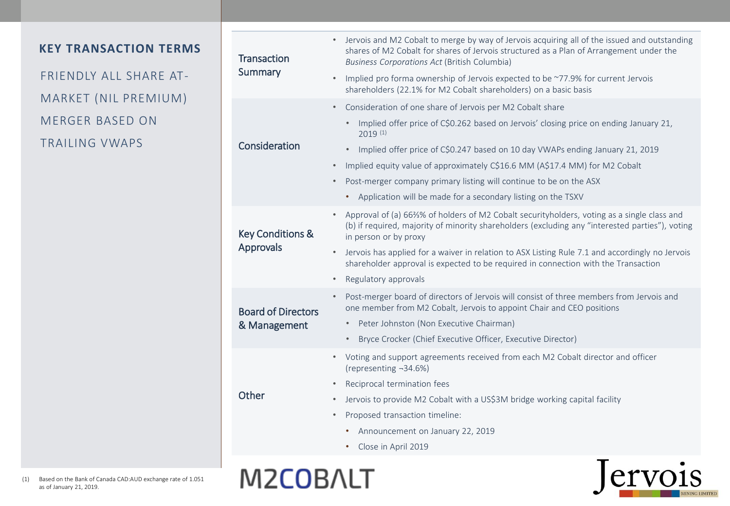## KEY TRANSACTION TERMS

FRIENDLY ALL SHARE AT-MARKET (NIL PREMIUM) MERGER BASED ON TRAILING VWAPS

| | |
|---|---|
| Transaction Summary | • Jervois and M2 Cobalt to merge by way of Jervois acquiring all of the issued and outstanding shares of M2 Cobalt for shares of Jervois structured as a Plan of Arrangement under the *Business Corporations Act* (British Columbia)<br>• Implied pro forma ownership of Jervois expected to be ~77.9% for current Jervois shareholders (22.1% for M2 Cobalt shareholders) on a basic basis |
| Consideration | • Consideration of one share of Jervois per M2 Cobalt share<br>  • Implied offer price of C$0.262 based on Jervois' closing price on ending January 21, 2019 (1)<br>  • Implied offer price of C$0.247 based on 10 day VWAPs ending January 21, 2019<br>• Implied equity value of approximately C$16.6 MM (A$17.4 MM) for M2 Cobalt<br>• Post-merger company primary listing will continue to be on the ASX<br>  • Application will be made for a secondary listing on the TSXV |
| Key Conditions & Approvals | • Approval of (a) 66⅔% of holders of M2 Cobalt securityholders, voting as a single class and (b) if required, majority of minority shareholders (excluding any "interested parties"), voting in person or by proxy<br>• Jervois has applied for a waiver in relation to ASX Listing Rule 7.1 and accordingly no Jervois shareholder approval is expected to be required in connection with the Transaction<br>• Regulatory approvals |
| Board of Directors & Management | • Post-merger board of directors of Jervois will consist of three members from Jervois and one member from M2 Cobalt, Jervois to appoint Chair and CEO positions<br>  • Peter Johnston (Non Executive Chairman)<br>  • Bryce Crocker (Chief Executive Officer, Executive Director) |
| Other | • Voting and support agreements received from each M2 Cobalt director and officer (representing ¬34.6%)<br>• Reciprocal termination fees<br>• Jervois to provide M2 Cobalt with a US$3M bridge working capital facility<br>• Proposed transaction timeline:<br>  • Announcement on January 22, 2019<br>  • Close in April 2019 |

(1) Based on the Bank of Canada CAD:AUD exchange rate of 1.051 as of January 21, 2019.

M2COBALT

Jervois MINING LIMITED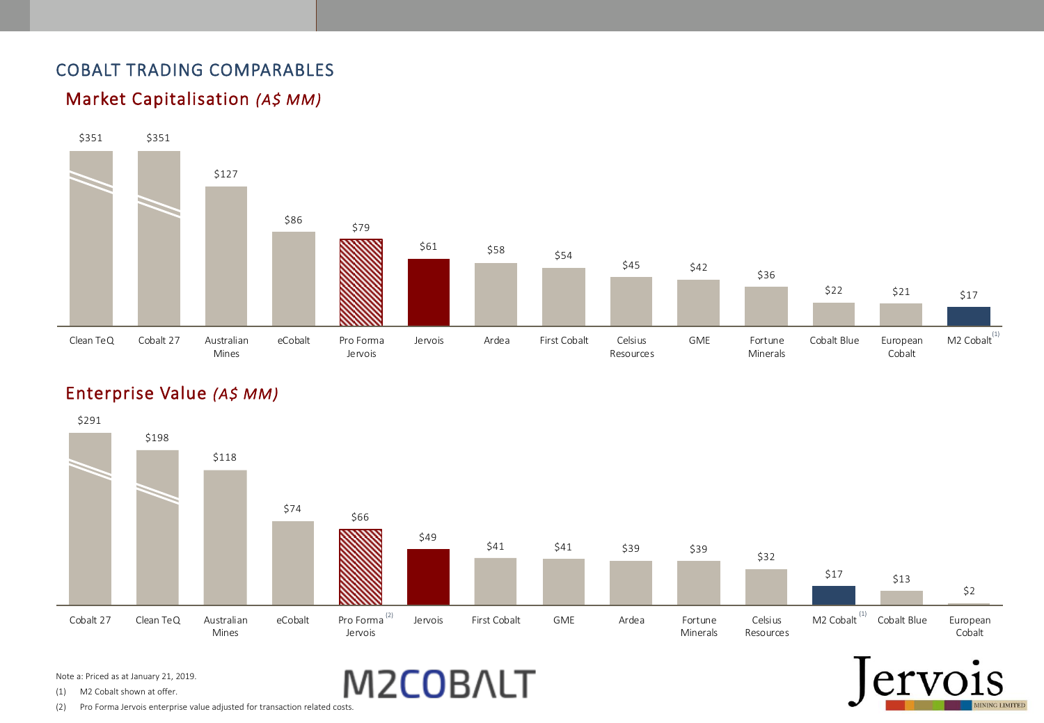## COBALT TRADING COMPARABLES

### Market Capitalisation *(A$ MM)*

| Company | Market Capitalisation (A$ MM) |
|---|---|
| Clean TeQ | $351 |
| Cobalt 27 | $351 |
| Australian Mines | $127 |
| eCobalt | $86 |
| Pro Forma Jervois | $79 |
| Jervois | $61 |
| Ardea | $58 |
| First Cobalt | $54 |
| Celsius Resources | $45 |
| GME | $42 |
| Fortune Minerals | $36 |
| Cobalt Blue | $22 |
| European Cobalt | $21 |
| M2 Cobalt[1] | $17 |

### Enterprise Value *(A$ MM)*

| Company | Enterprise Value (A$ MM) |
|---|---|
| Cobalt 27 | $291 |
| Clean TeQ | $198 |
| Australian Mines | $118 |
| eCobalt | $74 |
| Pro Forma Jervois[2] | $66 |
| Jervois | $49 |
| First Cobalt | $41 |
| GME | $41 |
| Ardea | $39 |
| Fortune Minerals | $39 |
| Celsius Resources | $32 |
| M2 Cobalt[1] | $17 |
| Cobalt Blue | $13 |
| European Cobalt | $2 |

Note a: Priced as at January 21, 2019.

(1) M2 Cobalt shown at offer.

(2) Pro Forma Jervois enterprise value adjusted for transaction related costs.

M2COBALT

Jervois MINING LIMITED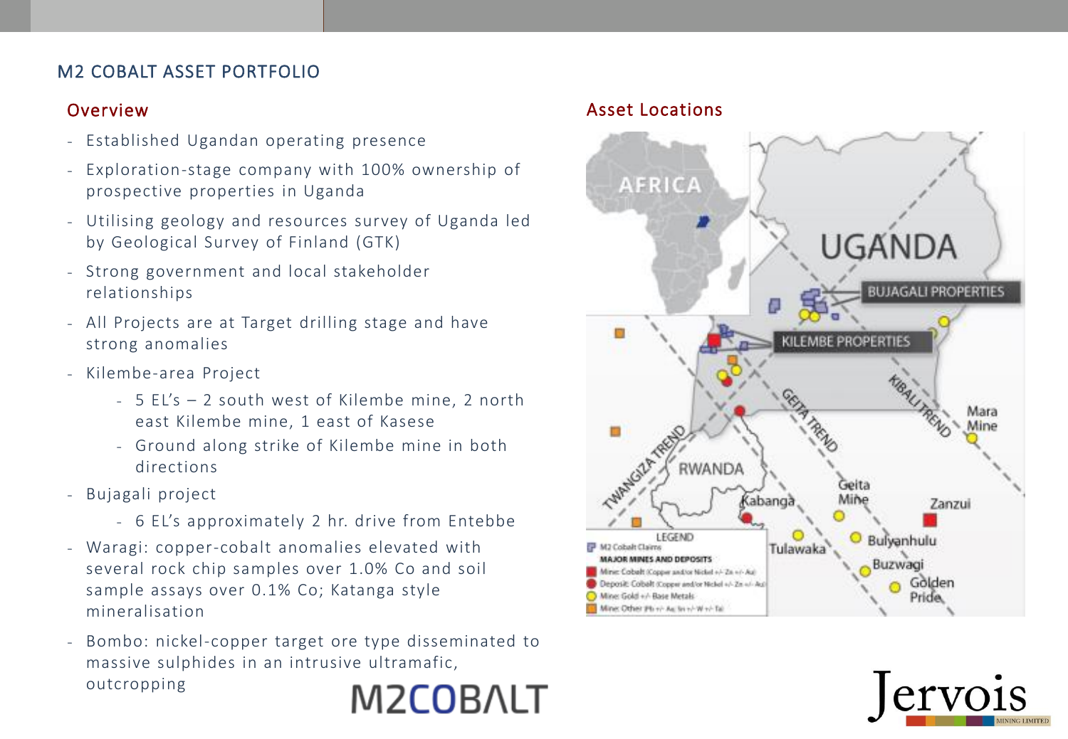# M2 COBALT ASSET PORTFOLIO

## Overview

- Established Ugandan operating presence
- Exploration-stage company with 100% ownership of prospective properties in Uganda
- Utilising geology and resources survey of Uganda led by Geological Survey of Finland (GTK)
- Strong government and local stakeholder relationships
- All Projects are at Target drilling stage and have strong anomalies
- Kilembe-area Project
  - 5 EL's – 2 south west of Kilembe mine, 2 north east Kilembe mine, 1 east of Kasese
  - Ground along strike of Kilembe mine in both directions
- Bujagali project
  - 6 EL's approximately 2 hr. drive from Entebbe
- Waragi: copper-cobalt anomalies elevated with several rock chip samples over 1.0% Co and soil sample assays over 0.1% Co; Katanga style mineralisation
- Bombo: nickel-copper target ore type disseminated to massive sulphides in an intrusive ultramafic, outcropping

M2COBALT

## Asset Locations

AFRICA

UGANDA

BUJAGALI PROPERTIES

KILEMBE PROPERTIES

RWANDA

TWANGIZA TREND

GEITA TREND

KIBALI TREND

Mara Mine

Geita Mine

Kabanga

Zanzui

Tulawaka

Bulyanhulu

Buzwagi

Golden Pride

LEGEND

- M2 Cobalt Claims
- MAJOR MINES AND DEPOSITS
- Mine: Cobalt (Copper and/or Nickel +/- Zn +/- Au)
- Deposit: Cobalt (Copper and/or Nickel +/- Zn +/- Au)
- Mine: Gold +/- Base Metals
- Mine: Other (Pb +/- Ag, Sn +/- W +/- Ta)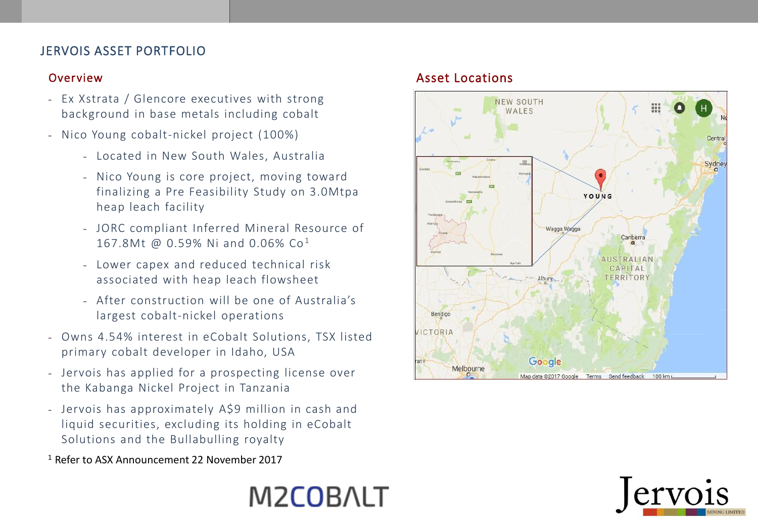# JERVOIS ASSET PORTFOLIO

## Overview

- Ex Xstrata / Glencore executives with strong background in base metals including cobalt
- Nico Young cobalt-nickel project (100%)
  - Located in New South Wales, Australia
  - Nico Young is core project, moving toward finalizing a Pre Feasibility Study on 3.0Mtpa heap leach facility
  - JORC compliant Inferred Mineral Resource of 167.8Mt @ 0.59% Ni and 0.06% Co[1]
  - Lower capex and reduced technical risk associated with heap leach flowsheet
  - After construction will be one of Australia's largest cobalt-nickel operations
- Owns 4.54% interest in eCobalt Solutions, TSX listed primary cobalt developer in Idaho, USA
- Jervois has applied for a prospecting license over the Kabanga Nickel Project in Tanzania
- Jervois has approximately A$9 million in cash and liquid securities, excluding its holding in eCobalt Solutions and the Bullabulling royalty

[1] Refer to ASX Announcement 22 November 2017

## Asset Locations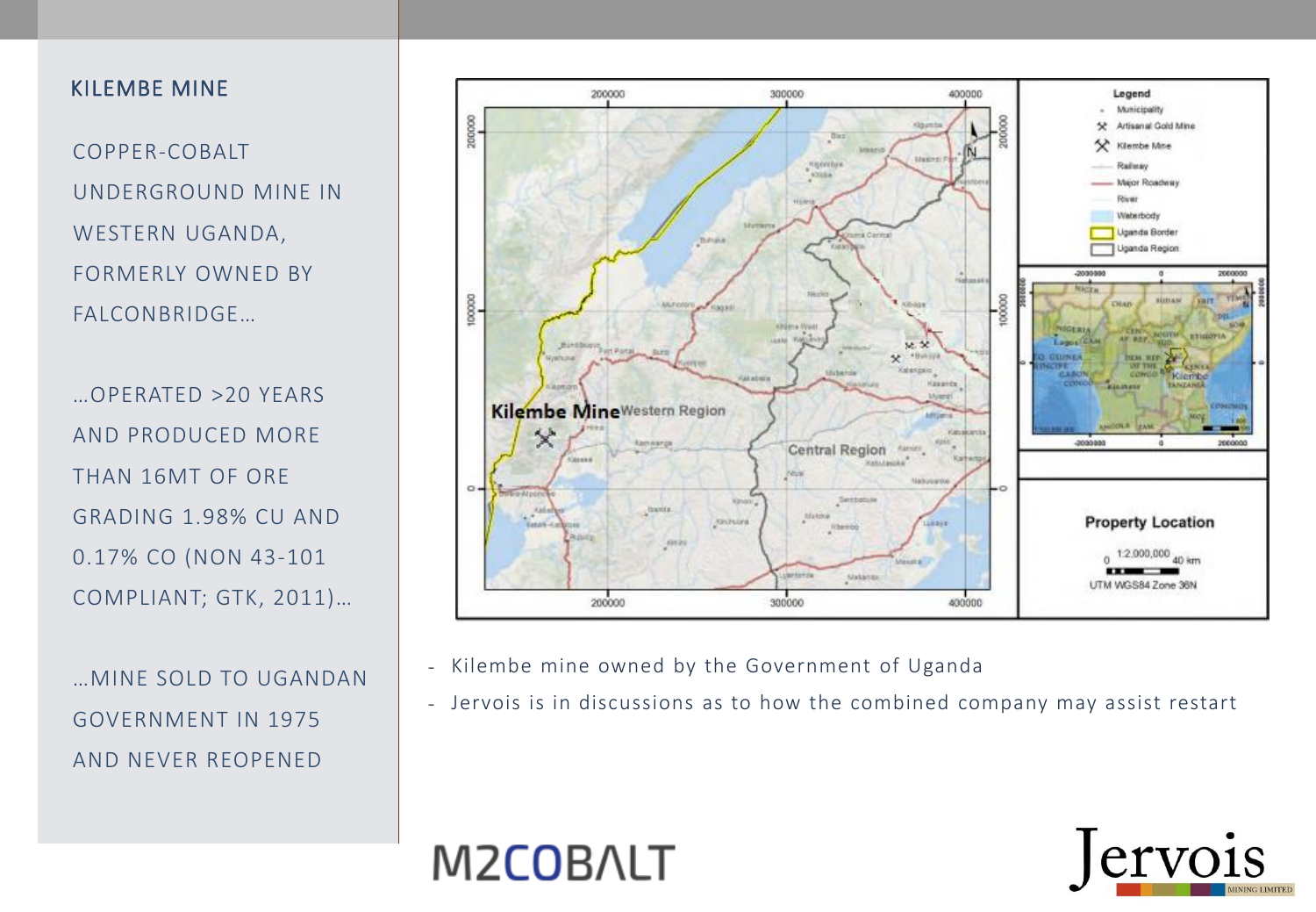## KILEMBE MINE

COPPER-COBALT UNDERGROUND MINE IN WESTERN UGANDA, FORMERLY OWNED BY FALCONBRIDGE…

…OPERATED >20 YEARS AND PRODUCED MORE THAN 16MT OF ORE GRADING 1.98% CU AND 0.17% CO (NON 43-101 COMPLIANT; GTK, 2011)…

…MINE SOLD TO UGANDAN GOVERNMENT IN 1975 AND NEVER REOPENED

- Kilembe mine owned by the Government of Uganda
- Jervois is in discussions as to how the combined company may assist restart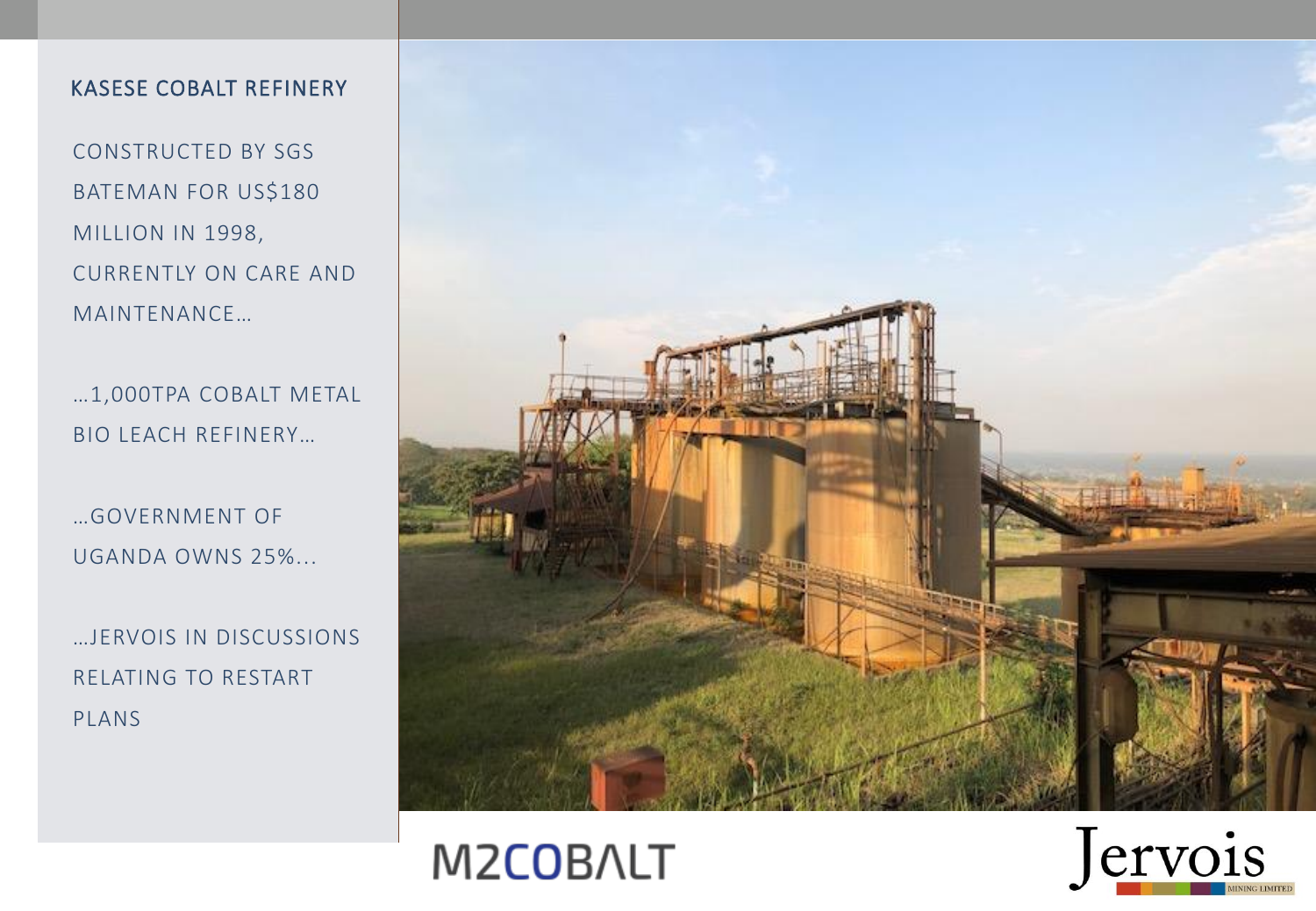## KASESE COBALT REFINERY

CONSTRUCTED BY SGS BATEMAN FOR US$180 MILLION IN 1998, CURRENTLY ON CARE AND MAINTENANCE…

…1,000TPA COBALT METAL BIO LEACH REFINERY…

…GOVERNMENT OF UGANDA OWNS 25%...

…JERVOIS IN DISCUSSIONS RELATING TO RESTART PLANS

M2COBALT

Jervois MINING LIMITED